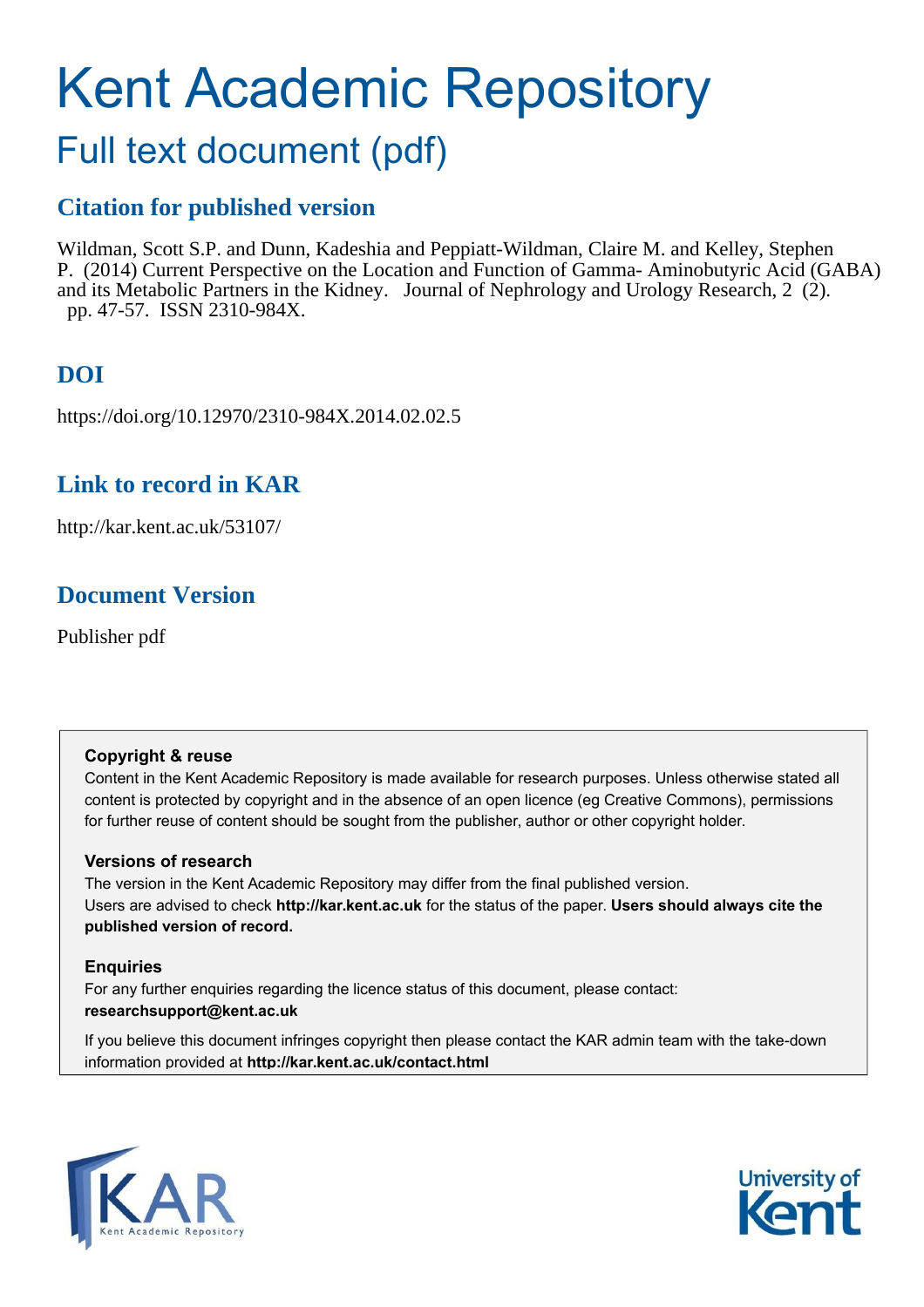# Kent Academic Repository

## Full text document (pdf)

### Citation for published version

Wildman, Scott S.P. and Dunn, Kadeshia and Peppiatt-Wildman, Claire M. and Kelley, Stephen P. (2014) Current Perspective on the Location and Function of Gamma- Aminobutyric Acid (GABA) and its Metabolic Partners in the Kidney. Journal of Nephrology and Urology Research, 2 (2). pp. 47-57. ISSN 2310-984X.

### DOI

https://doi.org/10.12970/2310-984X.2014.02.02.5

### Link to record in KAR

http://kar.kent.ac.uk/53107/

### Document Version

Publisher pdf

**Copyright & reuse**

Content in the Kent Academic Repository is made available for research purposes. Unless otherwise stated all content is protected by copyright and in the absence of an open licence (eg Creative Commons), permissions for further reuse of content should be sought from the publisher, author or other copyright holder.

**Versions of research**

The version in the Kent Academic Repository may differ from the final published version. Users are advised to check **http://kar.kent.ac.uk** for the status of the paper. **Users should always cite the published version of record.**

**Enquiries**

For any further enquiries regarding the licence status of this document, please contact: **researchsupport@kent.ac.uk**

If you believe this document infringes copyright then please contact the KAR admin team with the take-down information provided at **http://kar.kent.ac.uk/contact.html**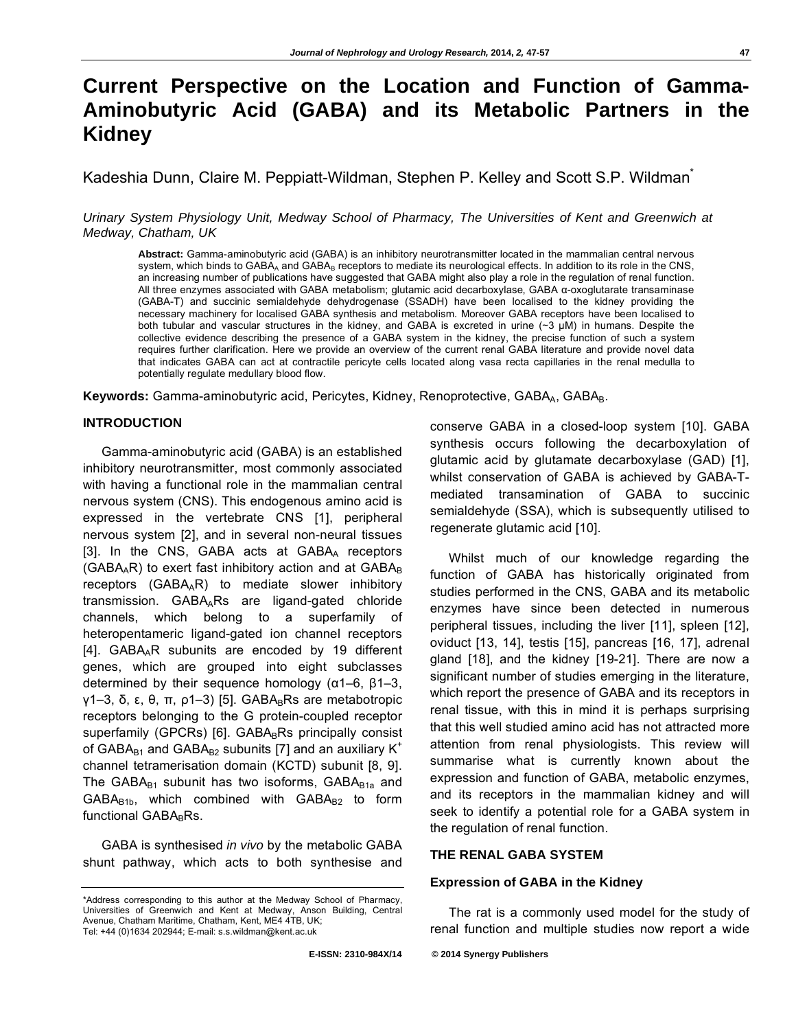# Current Perspective on the Location and Function of Gamma-Aminobutyric Acid (GABA) and its Metabolic Partners in the Kidney

Kadeshia Dunn, Claire M. Peppiatt-Wildman, Stephen P. Kelley and Scott S.P. Wildman*

*Urinary System Physiology Unit, Medway School of Pharmacy, The Universities of Kent and Greenwich at Medway, Chatham, UK*

**Abstract:** Gamma-aminobutyric acid (GABA) is an inhibitory neurotransmitter located in the mammalian central nervous system, which binds to $GABA_A$ and $GABA_B$ receptors to mediate its neurological effects. In addition to its role in the CNS, an increasing number of publications have suggested that GABA might also play a role in the regulation of renal function. All three enzymes associated with GABA metabolism; glutamic acid decarboxylase, GABA α-oxoglutarate transaminase (GABA-T) and succinic semialdehyde dehydrogenase (SSADH) have been localised to the kidney providing the necessary machinery for localised GABA synthesis and metabolism. Moreover GABA receptors have been localised to both tubular and vascular structures in the kidney, and GABA is excreted in urine (~3 μM) in humans. Despite the collective evidence describing the presence of a GABA system in the kidney, the precise function of such a system requires further clarification. Here we provide an overview of the current renal GABA literature and provide novel data that indicates GABA can act at contractile pericyte cells located along vasa recta capillaries in the renal medulla to potentially regulate medullary blood flow.

**Keywords:** Gamma-aminobutyric acid, Pericytes, Kidney, Renoprotective, $GABA_A$, $GABA_B$.

## INTRODUCTION

Gamma-aminobutyric acid (GABA) is an established inhibitory neurotransmitter, most commonly associated with having a functional role in the mammalian central nervous system (CNS). This endogenous amino acid is expressed in the vertebrate CNS [1], peripheral nervous system [2], and in several non-neural tissues [3]. In the CNS, GABA acts at $GABA_A$ receptors ($GABA_AR$) to exert fast inhibitory action and at $GABA_B$ receptors ($GABA_AR$) to mediate slower inhibitory transmission. $GABA_ARs$ are ligand-gated chloride channels, which belong to a superfamily of heteropentameric ligand-gated ion channel receptors [4]. $GABA_AR$ subunits are encoded by 19 different genes, which are grouped into eight subclasses determined by their sequence homology (α1–6, β1–3, γ1–3, δ, ε, θ, π, ρ1–3) [5]. $GABA_BRs$ are metabotropic receptors belonging to the G protein-coupled receptor superfamily (GPCRs) [6]. $GABA_BRs$ principally consist of $GABA_{B1}$ and $GABA_{B2}$ subunits [7] and an auxiliary $K^+$ channel tetramerisation domain (KCTD) subunit [8, 9]. The $GABA_{B1}$ subunit has two isoforms, $GABA_{B1a}$ and $GABA_{B1b}$, which combined with $GABA_{B2}$ to form functional $GABA_BRs$.

GABA is synthesised *in vivo* by the metabolic GABA shunt pathway, which acts to both synthesise and conserve GABA in a closed-loop system [10]. GABA synthesis occurs following the decarboxylation of glutamic acid by glutamate decarboxylase (GAD) [1], whilst conservation of GABA is achieved by GABA-T-mediated transamination of GABA to succinic semialdehyde (SSA), which is subsequently utilised to regenerate glutamic acid [10].

Whilst much of our knowledge regarding the function of GABA has historically originated from studies performed in the CNS, GABA and its metabolic enzymes have since been detected in numerous peripheral tissues, including the liver [11], spleen [12], oviduct [13, 14], testis [15], pancreas [16, 17], adrenal gland [18], and the kidney [19-21]. There are now a significant number of studies emerging in the literature, which report the presence of GABA and its receptors in renal tissue, with this in mind it is perhaps surprising that this well studied amino acid has not attracted more attention from renal physiologists. This review will summarise what is currently known about the expression and function of GABA, metabolic enzymes, and its receptors in the mammalian kidney and will seek to identify a potential role for a GABA system in the regulation of renal function.

## THE RENAL GABA SYSTEM

### Expression of GABA in the Kidney

The rat is a commonly used model for the study of renal function and multiple studies now report a wide

*Address corresponding to this author at the Medway School of Pharmacy, Universities of Greenwich and Kent at Medway, Anson Building, Central Avenue, Chatham Maritime, Chatham, Kent, ME4 4TB, UK; Tel: +44 (0)1634 202944; E-mail: s.s.wildman@kent.ac.uk

E-ISSN: 2310-984X/14 © 2014 Synergy Publishers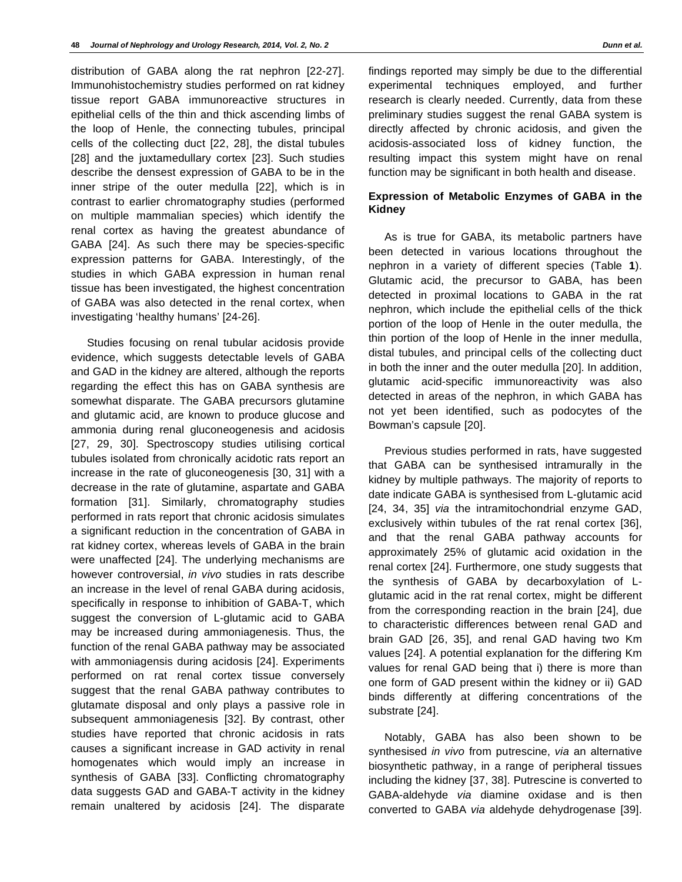distribution of GABA along the rat nephron [22-27]. Immunohistochemistry studies performed on rat kidney tissue report GABA immunoreactive structures in epithelial cells of the thin and thick ascending limbs of the loop of Henle, the connecting tubules, principal cells of the collecting duct [22, 28], the distal tubules [28] and the juxtamedullary cortex [23]. Such studies describe the densest expression of GABA to be in the inner stripe of the outer medulla [22], which is in contrast to earlier chromatography studies (performed on multiple mammalian species) which identify the renal cortex as having the greatest abundance of GABA [24]. As such there may be species-specific expression patterns for GABA. Interestingly, of the studies in which GABA expression in human renal tissue has been investigated, the highest concentration of GABA was also detected in the renal cortex, when investigating 'healthy humans' [24-26].

Studies focusing on renal tubular acidosis provide evidence, which suggests detectable levels of GABA and GAD in the kidney are altered, although the reports regarding the effect this has on GABA synthesis are somewhat disparate. The GABA precursors glutamine and glutamic acid, are known to produce glucose and ammonia during renal gluconeogenesis and acidosis [27, 29, 30]. Spectroscopy studies utilising cortical tubules isolated from chronically acidotic rats report an increase in the rate of gluconeogenesis [30, 31] with a decrease in the rate of glutamine, aspartate and GABA formation [31]. Similarly, chromatography studies performed in rats report that chronic acidosis simulates a significant reduction in the concentration of GABA in rat kidney cortex, whereas levels of GABA in the brain were unaffected [24]. The underlying mechanisms are however controversial, *in vivo* studies in rats describe an increase in the level of renal GABA during acidosis, specifically in response to inhibition of GABA-T, which suggest the conversion of L-glutamic acid to GABA may be increased during ammoniagenesis. Thus, the function of the renal GABA pathway may be associated with ammoniagensis during acidosis [24]. Experiments performed on rat renal cortex tissue conversely suggest that the renal GABA pathway contributes to glutamate disposal and only plays a passive role in subsequent ammoniagenesis [32]. By contrast, other studies have reported that chronic acidosis in rats causes a significant increase in GAD activity in renal homogenates which would imply an increase in synthesis of GABA [33]. Conflicting chromatography data suggests GAD and GABA-T activity in the kidney remain unaltered by acidosis [24]. The disparate findings reported may simply be due to the differential experimental techniques employed, and further research is clearly needed. Currently, data from these preliminary studies suggest the renal GABA system is directly affected by chronic acidosis, and given the acidosis-associated loss of kidney function, the resulting impact this system might have on renal function may be significant in both health and disease.

### Expression of Metabolic Enzymes of GABA in the Kidney

As is true for GABA, its metabolic partners have been detected in various locations throughout the nephron in a variety of different species (Table **1**). Glutamic acid, the precursor to GABA, has been detected in proximal locations to GABA in the rat nephron, which include the epithelial cells of the thick portion of the loop of Henle in the outer medulla, the thin portion of the loop of Henle in the inner medulla, distal tubules, and principal cells of the collecting duct in both the inner and the outer medulla [20]. In addition, glutamic acid-specific immunoreactivity was also detected in areas of the nephron, in which GABA has not yet been identified, such as podocytes of the Bowman's capsule [20].

Previous studies performed in rats, have suggested that GABA can be synthesised intramurally in the kidney by multiple pathways. The majority of reports to date indicate GABA is synthesised from L-glutamic acid [24, 34, 35] *via* the intramitochondrial enzyme GAD, exclusively within tubules of the rat renal cortex [36], and that the renal GABA pathway accounts for approximately 25% of glutamic acid oxidation in the renal cortex [24]. Furthermore, one study suggests that the synthesis of GABA by decarboxylation of L-glutamic acid in the rat renal cortex, might be different from the corresponding reaction in the brain [24], due to characteristic differences between renal GAD and brain GAD [26, 35], and renal GAD having two Km values [24]. A potential explanation for the differing Km values for renal GAD being that i) there is more than one form of GAD present within the kidney or ii) GAD binds differently at differing concentrations of the substrate [24].

Notably, GABA has also been shown to be synthesised *in vivo* from putrescine, *via* an alternative biosynthetic pathway, in a range of peripheral tissues including the kidney [37, 38]. Putrescine is converted to GABA-aldehyde *via* diamine oxidase and is then converted to GABA *via* aldehyde dehydrogenase [39].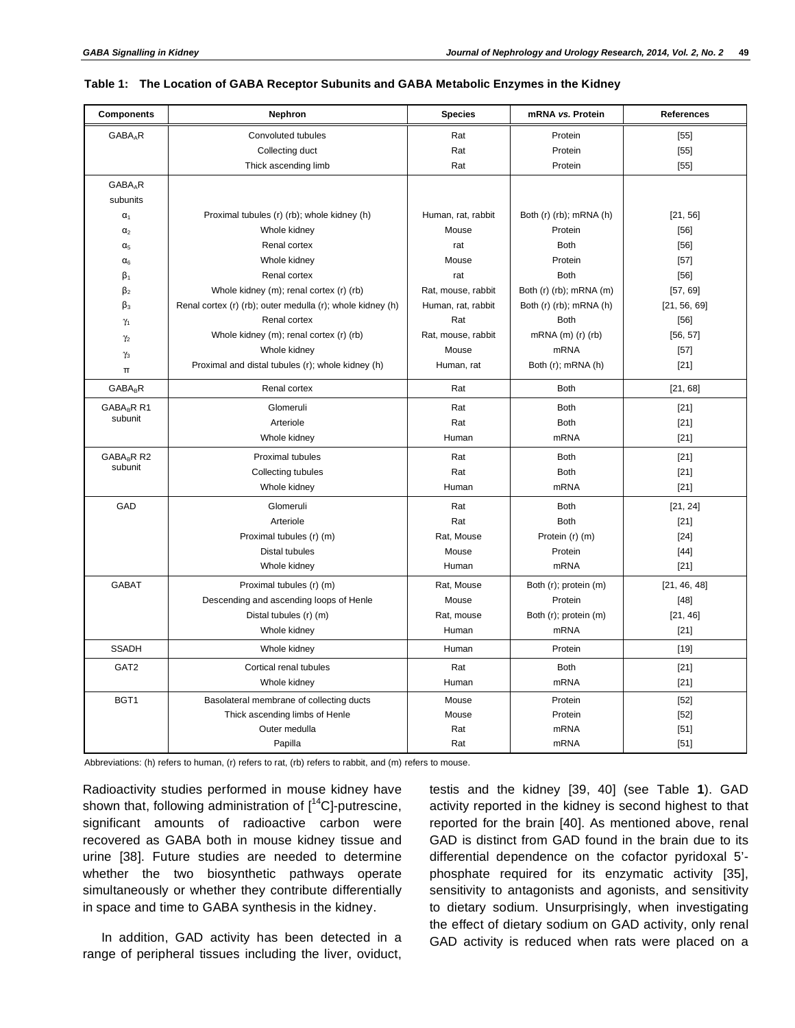**Table 1: The Location of GABA Receptor Subunits and GABA Metabolic Enzymes in the Kidney**

| Components | Nephron | Species | mRNA *vs.* Protein | References |
|---|---|---|---|---|
| $GABA_AR$ | Convoluted tubules | Rat | Protein | [55] |
| | Collecting duct | Rat | Protein | [55] |
| | Thick ascending limb | Rat | Protein | [55] |
| $GABA_AR$ subunits | | | | |
| $\alpha_1$ | Proximal tubules (r) (rb); whole kidney (h) | Human, rat, rabbit | Both (r) (rb); mRNA (h) | [21, 56] |
| $\alpha_2$ | Whole kidney | Mouse | Protein | [56] |
| $\alpha_5$ | Renal cortex | rat | Both | [56] |
| $\alpha_6$ | Whole kidney | Mouse | Protein | [57] |
| $\beta_1$ | Renal cortex | rat | Both | [56] |
| $\beta_2$ | Whole kidney (m); renal cortex (r) (rb) | Rat, mouse, rabbit | Both (r) (rb); mRNA (m) | [57, 69] |
| $\beta_3$ | Renal cortex (r) (rb); outer medulla (r); whole kidney (h) | Human, rat, rabbit | Both (r) (rb); mRNA (h) | [21, 56, 69] |
| $\gamma_1$ | Renal cortex | Rat | Both | [56] |
| $\gamma_2$ | Whole kidney (m); renal cortex (r) (rb) | Rat, mouse, rabbit | mRNA (m) (r) (rb) | [56, 57] |
| $\gamma_3$ | Whole kidney | Mouse | mRNA | [57] |
| $\pi$ | Proximal and distal tubules (r); whole kidney (h) | Human, rat | Both (r); mRNA (h) | [21] |
| $GABA_BR$ | Renal cortex | Rat | Both | [21, 68] |
| $GABA_BR$ R1 subunit | Glomeruli | Rat | Both | [21] |
| | Arteriole | Rat | Both | [21] |
| | Whole kidney | Human | mRNA | [21] |
| $GABA_BR$ R2 subunit | Proximal tubules | Rat | Both | [21] |
| | Collecting tubules | Rat | Both | [21] |
| | Whole kidney | Human | mRNA | [21] |
| GAD | Glomeruli | Rat | Both | [21, 24] |
| | Arteriole | Rat | Both | [21] |
| | Proximal tubules (r) (m) | Rat, Mouse | Protein (r) (m) | [24] |
| | Distal tubules | Mouse | Protein | [44] |
| | Whole kidney | Human | mRNA | [21] |
| GABAT | Proximal tubules (r) (m) | Rat, Mouse | Both (r); protein (m) | [21, 46, 48] |
| | Descending and ascending loops of Henle | Mouse | Protein | [48] |
| | Distal tubules (r) (m) | Rat, mouse | Both (r); protein (m) | [21, 46] |
| | Whole kidney | Human | mRNA | [21] |
| SSADH | Whole kidney | Human | Protein | [19] |
| GAT2 | Cortical renal tubules | Rat | Both | [21] |
| | Whole kidney | Human | mRNA | [21] |
| BGT1 | Basolateral membrane of collecting ducts | Mouse | Protein | [52] |
| | Thick ascending limbs of Henle | Mouse | Protein | [52] |
| | Outer medulla | Rat | mRNA | [51] |
| | Papilla | Rat | mRNA | [51] |

Abbreviations: (h) refers to human, (r) refers to rat, (rb) refers to rabbit, and (m) refers to mouse.

Radioactivity studies performed in mouse kidney have shown that, following administration of [$^{14}$C]-putrescine, significant amounts of radioactive carbon were recovered as GABA both in mouse kidney tissue and urine [38]. Future studies are needed to determine whether the two biosynthetic pathways operate simultaneously or whether they contribute differentially in space and time to GABA synthesis in the kidney.

In addition, GAD activity has been detected in a range of peripheral tissues including the liver, oviduct, testis and the kidney [39, 40] (see Table **1**). GAD activity reported in the kidney is second highest to that reported for the brain [40]. As mentioned above, renal GAD is distinct from GAD found in the brain due to its differential dependence on the cofactor pyridoxal 5'-phosphate required for its enzymatic activity [35], sensitivity to antagonists and agonists, and sensitivity to dietary sodium. Unsurprisingly, when investigating the effect of dietary sodium on GAD activity, only renal GAD activity is reduced when rats were placed on a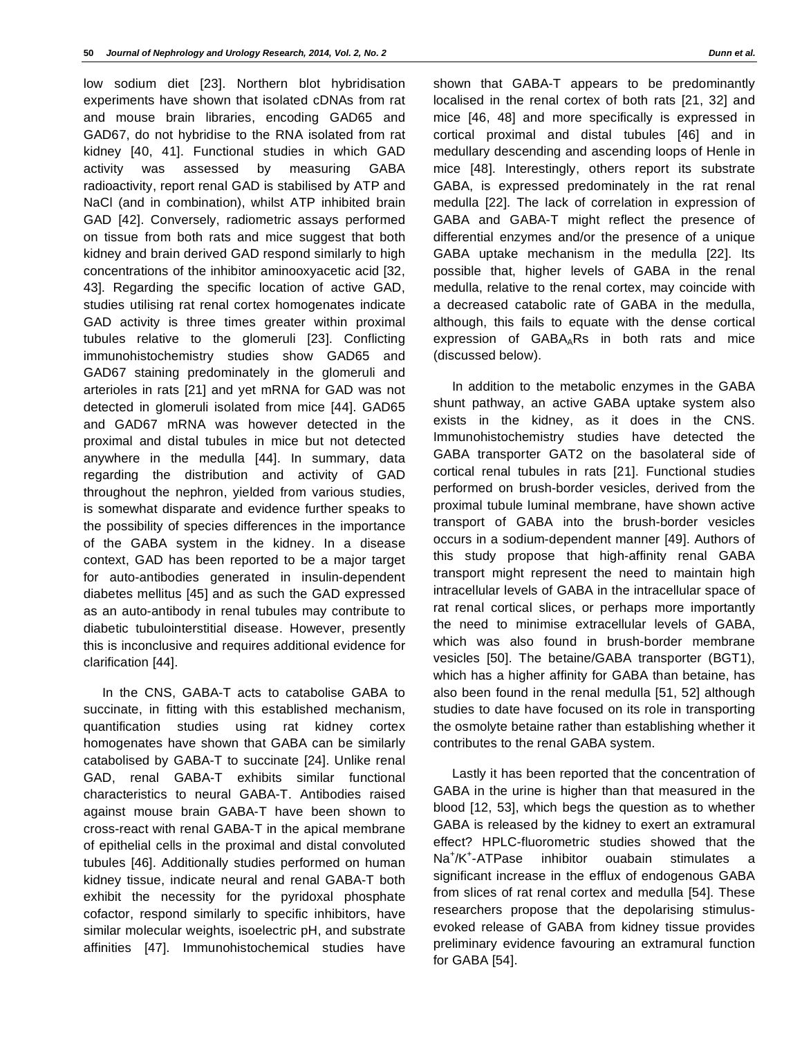low sodium diet [23]. Northern blot hybridisation experiments have shown that isolated cDNAs from rat and mouse brain libraries, encoding GAD65 and GAD67, do not hybridise to the RNA isolated from rat kidney [40, 41]. Functional studies in which GAD activity was assessed by measuring GABA radioactivity, report renal GAD is stabilised by ATP and NaCl (and in combination), whilst ATP inhibited brain GAD [42]. Conversely, radiometric assays performed on tissue from both rats and mice suggest that both kidney and brain derived GAD respond similarly to high concentrations of the inhibitor aminooxyacetic acid [32, 43]. Regarding the specific location of active GAD, studies utilising rat renal cortex homogenates indicate GAD activity is three times greater within proximal tubules relative to the glomeruli [23]. Conflicting immunohistochemistry studies show GAD65 and GAD67 staining predominately in the glomeruli and arterioles in rats [21] and yet mRNA for GAD was not detected in glomeruli isolated from mice [44]. GAD65 and GAD67 mRNA was however detected in the proximal and distal tubules in mice but not detected anywhere in the medulla [44]. In summary, data regarding the distribution and activity of GAD throughout the nephron, yielded from various studies, is somewhat disparate and evidence further speaks to the possibility of species differences in the importance of the GABA system in the kidney. In a disease context, GAD has been reported to be a major target for auto-antibodies generated in insulin-dependent diabetes mellitus [45] and as such the GAD expressed as an auto-antibody in renal tubules may contribute to diabetic tubulointerstitial disease. However, presently this is inconclusive and requires additional evidence for clarification [44].

In the CNS, GABA-T acts to catabolise GABA to succinate, in fitting with this established mechanism, quantification studies using rat kidney cortex homogenates have shown that GABA can be similarly catabolised by GABA-T to succinate [24]. Unlike renal GAD, renal GABA-T exhibits similar functional characteristics to neural GABA-T. Antibodies raised against mouse brain GABA-T have been shown to cross-react with renal GABA-T in the apical membrane of epithelial cells in the proximal and distal convoluted tubules [46]. Additionally studies performed on human kidney tissue, indicate neural and renal GABA-T both exhibit the necessity for the pyridoxal phosphate cofactor, respond similarly to specific inhibitors, have similar molecular weights, isoelectric pH, and substrate affinities [47]. Immunohistochemical studies have shown that GABA-T appears to be predominantly localised in the renal cortex of both rats [21, 32] and mice [46, 48] and more specifically is expressed in cortical proximal and distal tubules [46] and in medullary descending and ascending loops of Henle in mice [48]. Interestingly, others report its substrate GABA, is expressed predominately in the rat renal medulla [22]. The lack of correlation in expression of GABA and GABA-T might reflect the presence of differential enzymes and/or the presence of a unique GABA uptake mechanism in the medulla [22]. Its possible that, higher levels of GABA in the renal medulla, relative to the renal cortex, may coincide with a decreased catabolic rate of GABA in the medulla, although, this fails to equate with the dense cortical expression of $GABA_A$Rs in both rats and mice (discussed below).

In addition to the metabolic enzymes in the GABA shunt pathway, an active GABA uptake system also exists in the kidney, as it does in the CNS. Immunohistochemistry studies have detected the GABA transporter GAT2 on the basolateral side of cortical renal tubules in rats [21]. Functional studies performed on brush-border vesicles, derived from the proximal tubule luminal membrane, have shown active transport of GABA into the brush-border vesicles occurs in a sodium-dependent manner [49]. Authors of this study propose that high-affinity renal GABA transport might represent the need to maintain high intracellular levels of GABA in the intracellular space of rat renal cortical slices, or perhaps more importantly the need to minimise extracellular levels of GABA, which was also found in brush-border membrane vesicles [50]. The betaine/GABA transporter (BGT1), which has a higher affinity for GABA than betaine, has also been found in the renal medulla [51, 52] although studies to date have focused on its role in transporting the osmolyte betaine rather than establishing whether it contributes to the renal GABA system.

Lastly it has been reported that the concentration of GABA in the urine is higher than that measured in the blood [12, 53], which begs the question as to whether GABA is released by the kidney to exert an extramural effect? HPLC-fluorometric studies showed that the $Na^+/K^+$-ATPase inhibitor ouabain stimulates a significant increase in the efflux of endogenous GABA from slices of rat renal cortex and medulla [54]. These researchers propose that the depolarising stimulus-evoked release of GABA from kidney tissue provides preliminary evidence favouring an extramural function for GABA [54].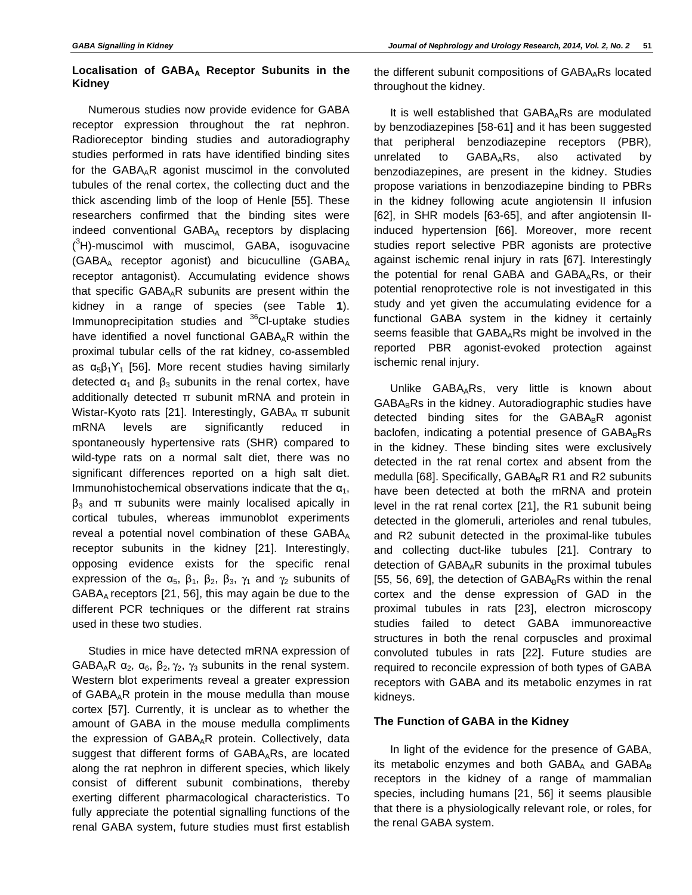### Localisation of $GABA_A$ Receptor Subunits in the Kidney

Numerous studies now provide evidence for GABA receptor expression throughout the rat nephron. Radioreceptor binding studies and autoradiography studies performed in rats have identified binding sites for the $GABA_AR$ agonist muscimol in the convoluted tubules of the renal cortex, the collecting duct and the thick ascending limb of the loop of Henle [55]. These researchers confirmed that the binding sites were indeed conventional $GABA_A$ receptors by displacing ($^3$H)-muscimol with muscimol, GABA, isoguvacine ($GABA_A$ receptor agonist) and bicuculline ($GABA_A$ receptor antagonist). Accumulating evidence shows that specific $GABA_AR$ subunits are present within the kidney in a range of species (see Table **1**). Immunoprecipitation studies and $^{36}$Cl-uptake studies have identified a novel functional $GABA_AR$ within the proximal tubular cells of the rat kidney, co-assembled as $\alpha_5\beta_1\gamma_1$ [56]. More recent studies having similarly detected $\alpha_1$ and $\beta_3$ subunits in the renal cortex, have additionally detected π subunit mRNA and protein in Wistar-Kyoto rats [21]. Interestingly, $GABA_A$ π subunit mRNA levels are significantly reduced in spontaneously hypertensive rats (SHR) compared to wild-type rats on a normal salt diet, there was no significant differences reported on a high salt diet. Immunohistochemical observations indicate that the $\alpha_1$, $\beta_3$ and π subunits were mainly localised apically in cortical tubules, whereas immunoblot experiments reveal a potential novel combination of these $GABA_A$ receptor subunits in the kidney [21]. Interestingly, opposing evidence exists for the specific renal expression of the $\alpha_5$, $\beta_1$, $\beta_2$, $\beta_3$, $\gamma_1$ and $\gamma_2$ subunits of $GABA_A$ receptors [21, 56], this may again be due to the different PCR techniques or the different rat strains used in these two studies.

Studies in mice have detected mRNA expression of $GABA_AR$ $\alpha_2$, $\alpha_6$, $\beta_2$, $\gamma_2$, $\gamma_3$ subunits in the renal system. Western blot experiments reveal a greater expression of $GABA_AR$ protein in the mouse medulla than mouse cortex [57]. Currently, it is unclear as to whether the amount of GABA in the mouse medulla compliments the expression of $GABA_AR$ protein. Collectively, data suggest that different forms of $GABA_ARs$, are located along the rat nephron in different species, which likely consist of different subunit combinations, thereby exerting different pharmacological characteristics. To fully appreciate the potential signalling functions of the renal GABA system, future studies must first establish the different subunit compositions of $GABA_ARs$ located throughout the kidney.

It is well established that $GABA_ARs$ are modulated by benzodiazepines [58-61] and it has been suggested that peripheral benzodiazepine receptors (PBR), unrelated to $GABA_ARs$, also activated by benzodiazepines, are present in the kidney. Studies propose variations in benzodiazepine binding to PBRs in the kidney following acute angiotensin II infusion [62], in SHR models [63-65], and after angiotensin II-induced hypertension [66]. Moreover, more recent studies report selective PBR agonists are protective against ischemic renal injury in rats [67]. Interestingly the potential for renal GABA and $GABA_ARs$, or their potential renoprotective role is not investigated in this study and yet given the accumulating evidence for a functional GABA system in the kidney it certainly seems feasible that $GABA_ARs$ might be involved in the reported PBR agonist-evoked protection against ischemic renal injury.

Unlike $GABA_ARs$, very little is known about $GABA_BRs$ in the kidney. Autoradiographic studies have detected binding sites for the $GABA_BR$ agonist baclofen, indicating a potential presence of $GABA_BRs$ in the kidney. These binding sites were exclusively detected in the rat renal cortex and absent from the medulla [68]. Specifically, $GABA_BR$ R1 and R2 subunits have been detected at both the mRNA and protein level in the rat renal cortex [21], the R1 subunit being detected in the glomeruli, arterioles and renal tubules, and R2 subunit detected in the proximal-like tubules and collecting duct-like tubules [21]. Contrary to detection of $GABA_AR$ subunits in the proximal tubules [55, 56, 69], the detection of $GABA_BRs$ within the renal cortex and the dense expression of GAD in the proximal tubules in rats [23], electron microscopy studies failed to detect GABA immunoreactive structures in both the renal corpuscles and proximal convoluted tubules in rats [22]. Future studies are required to reconcile expression of both types of GABA receptors with GABA and its metabolic enzymes in rat kidneys.

### The Function of GABA in the Kidney

In light of the evidence for the presence of GABA, its metabolic enzymes and both $GABA_A$ and $GABA_B$ receptors in the kidney of a range of mammalian species, including humans [21, 56] it seems plausible that there is a physiologically relevant role, or roles, for the renal GABA system.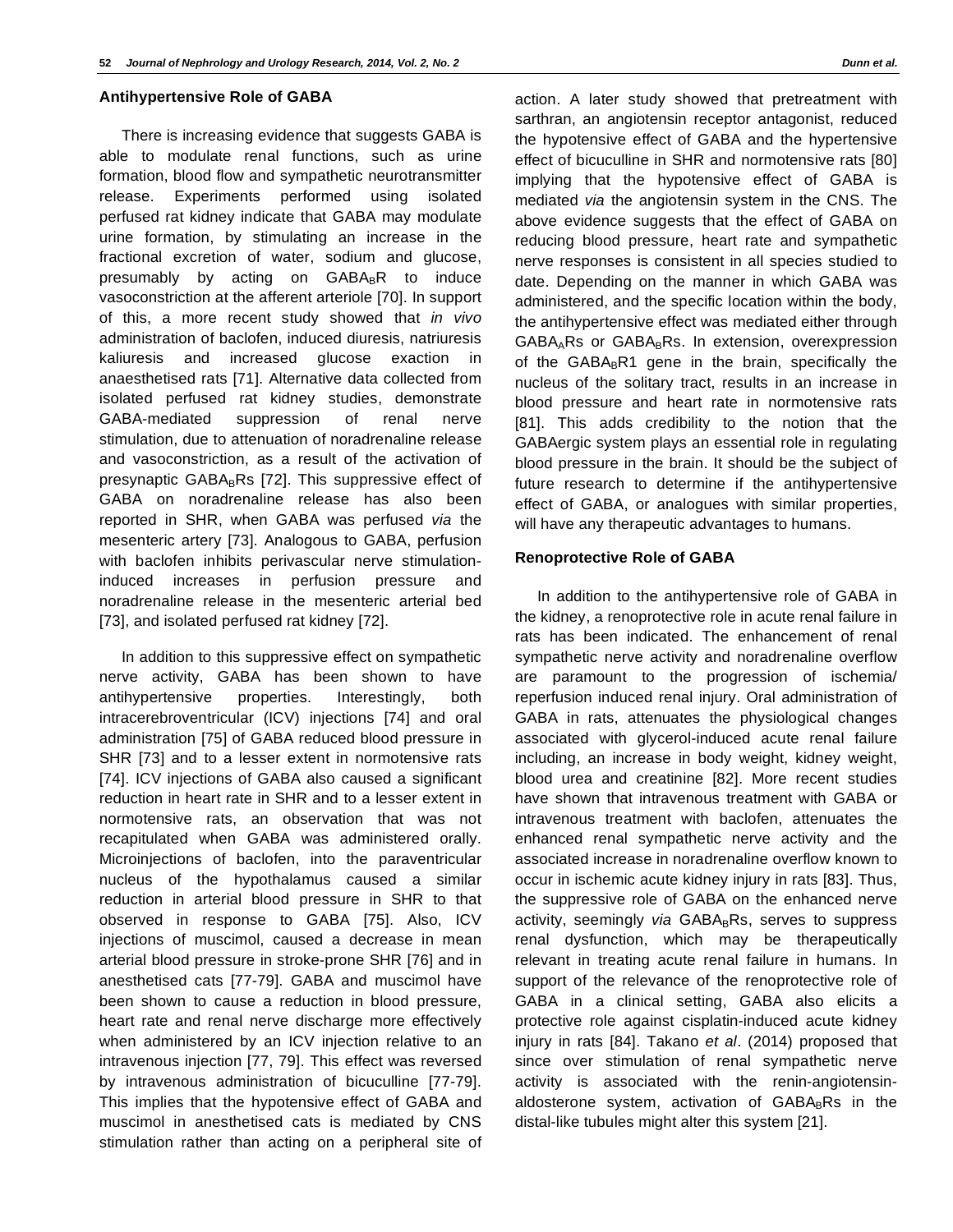### Antihypertensive Role of GABA

There is increasing evidence that suggests GABA is able to modulate renal functions, such as urine formation, blood flow and sympathetic neurotransmitter release. Experiments performed using isolated perfused rat kidney indicate that GABA may modulate urine formation, by stimulating an increase in the fractional excretion of water, sodium and glucose, presumably by acting on $GABA_BR$ to induce vasoconstriction at the afferent arteriole [70]. In support of this, a more recent study showed that *in vivo* administration of baclofen, induced diuresis, natriuresis kaliuresis and increased glucose exaction in anaesthetised rats [71]. Alternative data collected from isolated perfused rat kidney studies, demonstrate GABA-mediated suppression of renal nerve stimulation, due to attenuation of noradrenaline release and vasoconstriction, as a result of the activation of presynaptic $GABA_BRs$ [72]. This suppressive effect of GABA on noradrenaline release has also been reported in SHR, when GABA was perfused *via* the mesenteric artery [73]. Analogous to GABA, perfusion with baclofen inhibits perivascular nerve stimulation-induced increases in perfusion pressure and noradrenaline release in the mesenteric arterial bed [73], and isolated perfused rat kidney [72].

In addition to this suppressive effect on sympathetic nerve activity, GABA has been shown to have antihypertensive properties. Interestingly, both intracerebroventricular (ICV) injections [74] and oral administration [75] of GABA reduced blood pressure in SHR [73] and to a lesser extent in normotensive rats [74]. ICV injections of GABA also caused a significant reduction in heart rate in SHR and to a lesser extent in normotensive rats, an observation that was not recapitulated when GABA was administered orally. Microinjections of baclofen, into the paraventricular nucleus of the hypothalamus caused a similar reduction in arterial blood pressure in SHR to that observed in response to GABA [75]. Also, ICV injections of muscimol, caused a decrease in mean arterial blood pressure in stroke-prone SHR [76] and in anesthetised cats [77-79]. GABA and muscimol have been shown to cause a reduction in blood pressure, heart rate and renal nerve discharge more effectively when administered by an ICV injection relative to an intravenous injection [77, 79]. This effect was reversed by intravenous administration of bicuculline [77-79]. This implies that the hypotensive effect of GABA and muscimol in anesthetised cats is mediated by CNS stimulation rather than acting on a peripheral site of action. A later study showed that pretreatment with sarthran, an angiotensin receptor antagonist, reduced the hypotensive effect of GABA and the hypertensive effect of bicuculline in SHR and normotensive rats [80] implying that the hypotensive effect of GABA is mediated *via* the angiotensin system in the CNS. The above evidence suggests that the effect of GABA on reducing blood pressure, heart rate and sympathetic nerve responses is consistent in all species studied to date. Depending on the manner in which GABA was administered, and the specific location within the body, the antihypertensive effect was mediated either through $GABA_ARs$ or $GABA_BRs$. In extension, overexpression of the $GABA_BR1$ gene in the brain, specifically the nucleus of the solitary tract, results in an increase in blood pressure and heart rate in normotensive rats [81]. This adds credibility to the notion that the GABAergic system plays an essential role in regulating blood pressure in the brain. It should be the subject of future research to determine if the antihypertensive effect of GABA, or analogues with similar properties, will have any therapeutic advantages to humans.

### Renoprotective Role of GABA

In addition to the antihypertensive role of GABA in the kidney, a renoprotective role in acute renal failure in rats has been indicated. The enhancement of renal sympathetic nerve activity and noradrenaline overflow are paramount to the progression of ischemia/ reperfusion induced renal injury. Oral administration of GABA in rats, attenuates the physiological changes associated with glycerol-induced acute renal failure including, an increase in body weight, kidney weight, blood urea and creatinine [82]. More recent studies have shown that intravenous treatment with GABA or intravenous treatment with baclofen, attenuates the enhanced renal sympathetic nerve activity and the associated increase in noradrenaline overflow known to occur in ischemic acute kidney injury in rats [83]. Thus, the suppressive role of GABA on the enhanced nerve activity, seemingly *via* $GABA_BRs$, serves to suppress renal dysfunction, which may be therapeutically relevant in treating acute renal failure in humans. In support of the relevance of the renoprotective role of GABA in a clinical setting, GABA also elicits a protective role against cisplatin-induced acute kidney injury in rats [84]. Takano *et al*. (2014) proposed that since over stimulation of renal sympathetic nerve activity is associated with the renin-angiotensin-aldosterone system, activation of $GABA_BRs$ in the distal-like tubules might alter this system [21].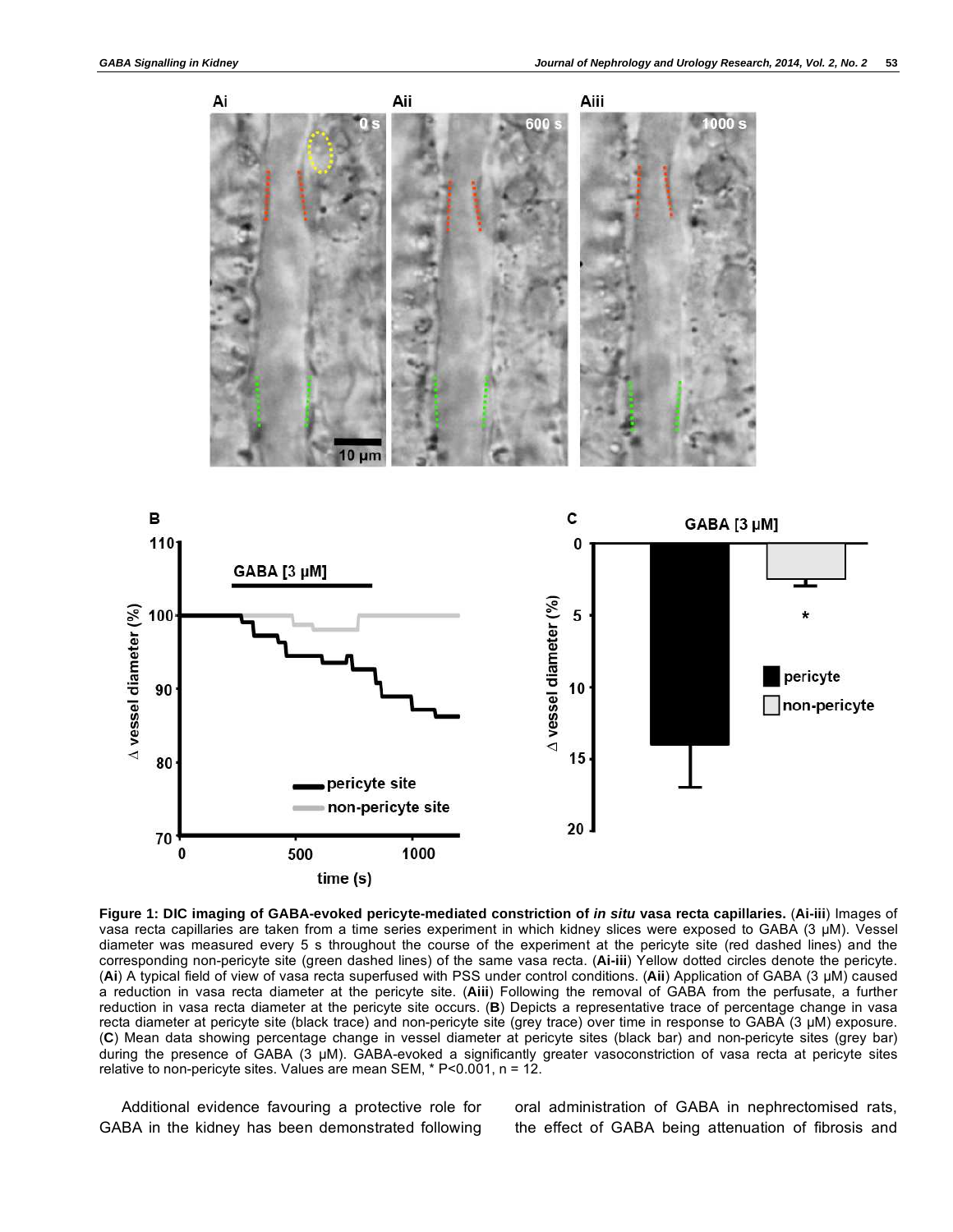**Figure 1: DIC imaging of GABA-evoked pericyte-mediated constriction of *in situ* vasa recta capillaries.** (**Ai-iii**) Images of vasa recta capillaries are taken from a time series experiment in which kidney slices were exposed to GABA (3 μM). Vessel diameter was measured every 5 s throughout the course of the experiment at the pericyte site (red dashed lines) and the corresponding non-pericyte site (green dashed lines) of the same vasa recta. (**Ai-iii**) Yellow dotted circles denote the pericyte. (**Ai**) A typical field of view of vasa recta superfused with PSS under control conditions. (**Aii**) Application of GABA (3 μM) caused a reduction in vasa recta diameter at the pericyte site. (**Aiii**) Following the removal of GABA from the perfusate, a further reduction in vasa recta diameter at the pericyte site occurs. (**B**) Depicts a representative trace of percentage change in vasa recta diameter at pericyte site (black trace) and non-pericyte site (grey trace) over time in response to GABA (3 μM) exposure. (**C**) Mean data showing percentage change in vessel diameter at pericyte sites (black bar) and non-pericyte sites (grey bar) during the presence of GABA (3 μM). GABA-evoked a significantly greater vasoconstriction of vasa recta at pericyte sites relative to non-pericyte sites. Values are mean SEM, * $P<0.001$, $n = 12$.

Additional evidence favouring a protective role for GABA in the kidney has been demonstrated following oral administration of GABA in nephrectomised rats, the effect of GABA being attenuation of fibrosis and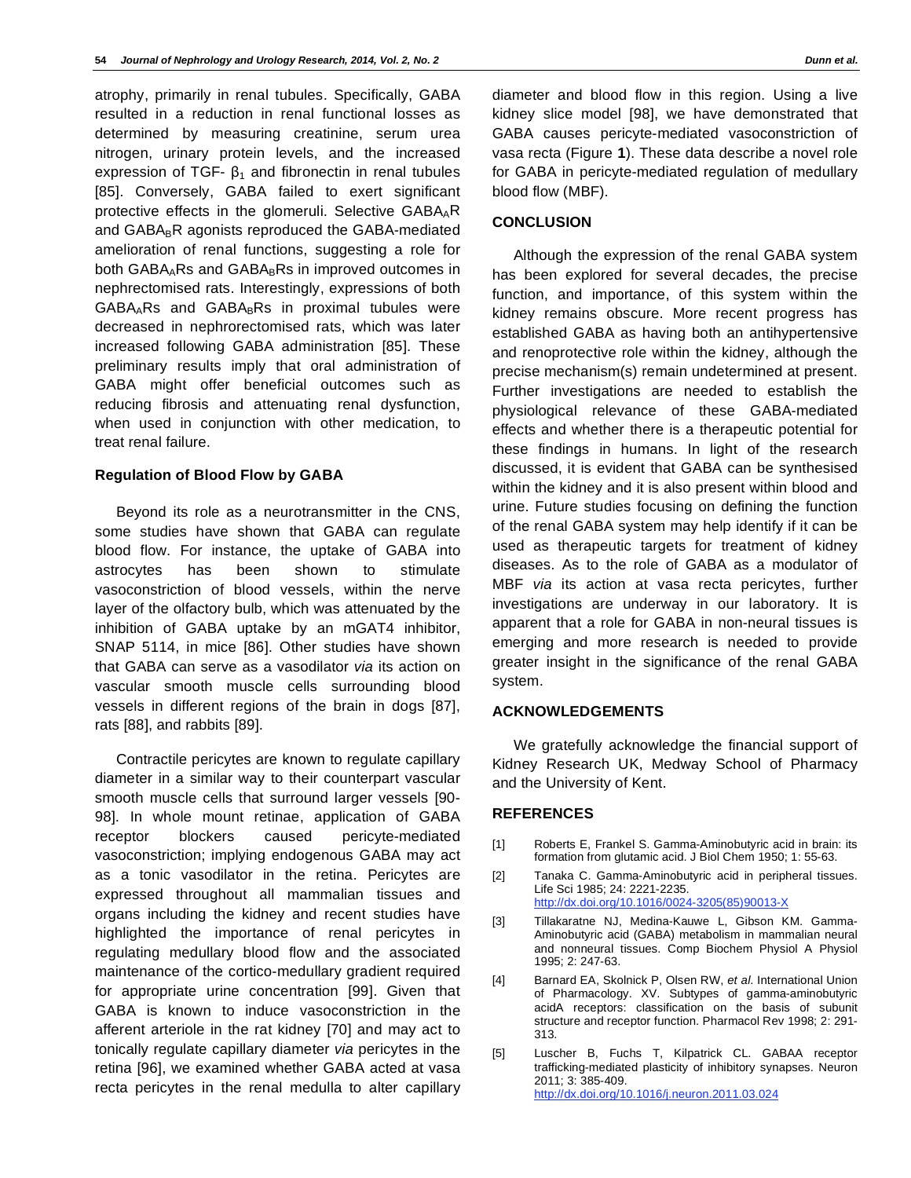atrophy, primarily in renal tubules. Specifically, GABA resulted in a reduction in renal functional losses as determined by measuring creatinine, serum urea nitrogen, urinary protein levels, and the increased expression of TGF- $\beta_1$ and fibronectin in renal tubules [85]. Conversely, GABA failed to exert significant protective effects in the glomeruli. Selective $GABA_AR$ and $GABA_BR$ agonists reproduced the GABA-mediated amelioration of renal functions, suggesting a role for both $GABA_ARs$ and $GABA_BRs$ in improved outcomes in nephrectomised rats. Interestingly, expressions of both $GABA_ARs$ and $GABA_BRs$ in proximal tubules were decreased in nephrorectomised rats, which was later increased following GABA administration [85]. These preliminary results imply that oral administration of GABA might offer beneficial outcomes such as reducing fibrosis and attenuating renal dysfunction, when used in conjunction with other medication, to treat renal failure.

### Regulation of Blood Flow by GABA

Beyond its role as a neurotransmitter in the CNS, some studies have shown that GABA can regulate blood flow. For instance, the uptake of GABA into astrocytes has been shown to stimulate vasoconstriction of blood vessels, within the nerve layer of the olfactory bulb, which was attenuated by the inhibition of GABA uptake by an mGAT4 inhibitor, SNAP 5114, in mice [86]. Other studies have shown that GABA can serve as a vasodilator *via* its action on vascular smooth muscle cells surrounding blood vessels in different regions of the brain in dogs [87], rats [88], and rabbits [89].

Contractile pericytes are known to regulate capillary diameter in a similar way to their counterpart vascular smooth muscle cells that surround larger vessels [90-98]. In whole mount retinae, application of GABA receptor blockers caused pericyte-mediated vasoconstriction; implying endogenous GABA may act as a tonic vasodilator in the retina. Pericytes are expressed throughout all mammalian tissues and organs including the kidney and recent studies have highlighted the importance of renal pericytes in regulating medullary blood flow and the associated maintenance of the cortico-medullary gradient required for appropriate urine concentration [99]. Given that GABA is known to induce vasoconstriction in the afferent arteriole in the rat kidney [70] and may act to tonically regulate capillary diameter *via* pericytes in the retina [96], we examined whether GABA acted at vasa recta pericytes in the renal medulla to alter capillary diameter and blood flow in this region. Using a live kidney slice model [98], we have demonstrated that GABA causes pericyte-mediated vasoconstriction of vasa recta (Figure **1**). These data describe a novel role for GABA in pericyte-mediated regulation of medullary blood flow (MBF).

## CONCLUSION

Although the expression of the renal GABA system has been explored for several decades, the precise function, and importance, of this system within the kidney remains obscure. More recent progress has established GABA as having both an antihypertensive and renoprotective role within the kidney, although the precise mechanism(s) remain undetermined at present. Further investigations are needed to establish the physiological relevance of these GABA-mediated effects and whether there is a therapeutic potential for these findings in humans. In light of the research discussed, it is evident that GABA can be synthesised within the kidney and it is also present within blood and urine. Future studies focusing on defining the function of the renal GABA system may help identify if it can be used as therapeutic targets for treatment of kidney diseases. As to the role of GABA as a modulator of MBF *via* its action at vasa recta pericytes, further investigations are underway in our laboratory. It is apparent that a role for GABA in non-neural tissues is emerging and more research is needed to provide greater insight in the significance of the renal GABA system.

## ACKNOWLEDGEMENTS

We gratefully acknowledge the financial support of Kidney Research UK, Medway School of Pharmacy and the University of Kent.

## REFERENCES

[1] Roberts E, Frankel S. Gamma-Aminobutyric acid in brain: its formation from glutamic acid. J Biol Chem 1950; 1: 55-63.

[2] Tanaka C. Gamma-Aminobutyric acid in peripheral tissues. Life Sci 1985; 24: 2221-2235. http://dx.doi.org/10.1016/0024-3205(85)90013-X

[3] Tillakaratne NJ, Medina-Kauwe L, Gibson KM. Gamma-Aminobutyric acid (GABA) metabolism in mammalian neural and nonneural tissues. Comp Biochem Physiol A Physiol 1995; 2: 247-63.

[4] Barnard EA, Skolnick P, Olsen RW, *et al.* International Union of Pharmacology. XV. Subtypes of gamma-aminobutyric acidA receptors: classification on the basis of subunit structure and receptor function. Pharmacol Rev 1998; 2: 291-313.

[5] Luscher B, Fuchs T, Kilpatrick CL. GABAA receptor trafficking-mediated plasticity of inhibitory synapses. Neuron 2011; 3: 385-409. http://dx.doi.org/10.1016/j.neuron.2011.03.024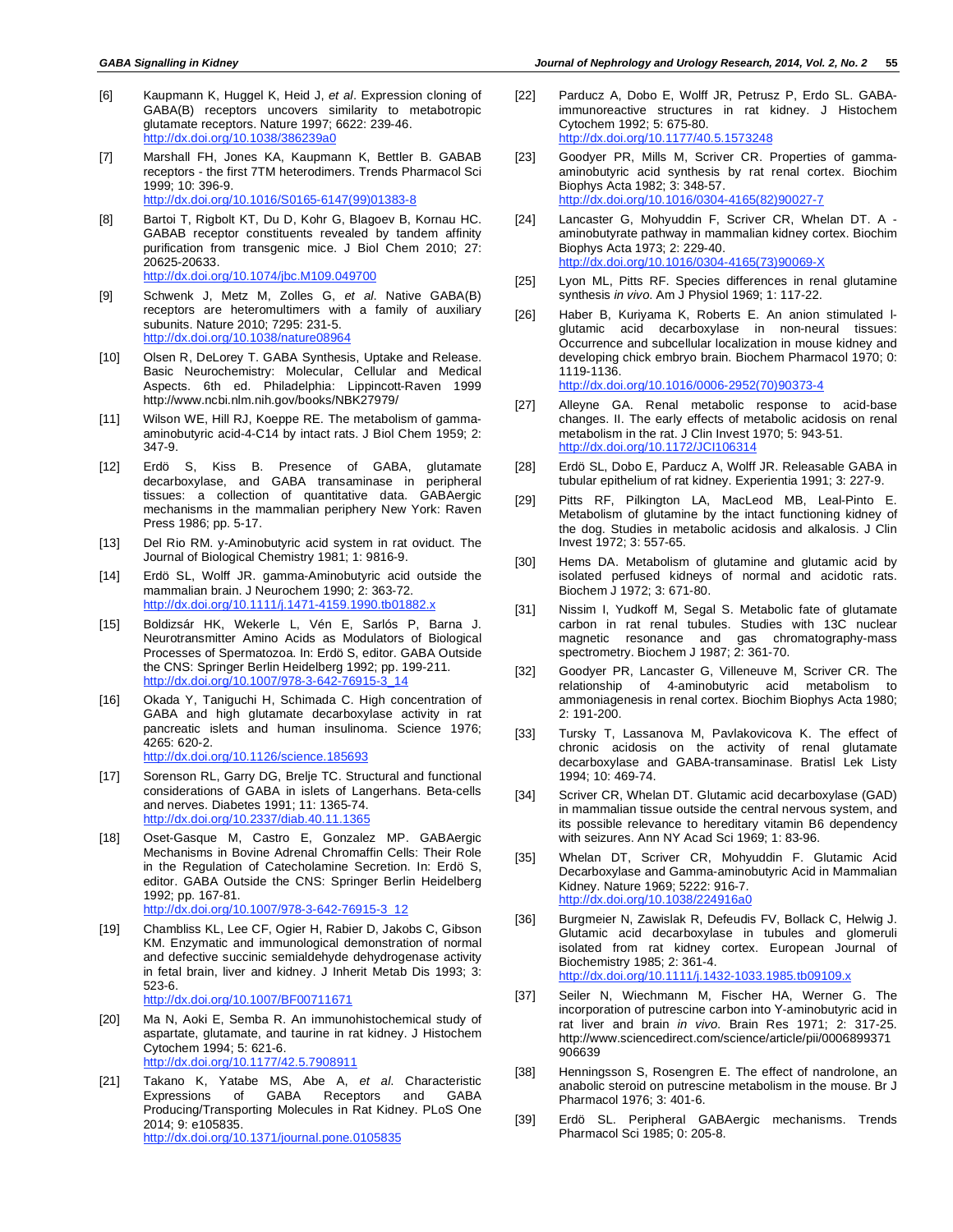[6] Kaupmann K, Huggel K, Heid J, *et al*. Expression cloning of GABA(B) receptors uncovers similarity to metabotropic glutamate receptors. Nature 1997; 6622: 239-46. http://dx.doi.org/10.1038/386239a0

[7] Marshall FH, Jones KA, Kaupmann K, Bettler B. GABAB receptors - the first 7TM heterodimers. Trends Pharmacol Sci 1999; 10: 396-9. http://dx.doi.org/10.1016/S0165-6147(99)01383-8

[8] Bartoi T, Rigbolt KT, Du D, Kohr G, Blagoev B, Kornau HC. GABAB receptor constituents revealed by tandem affinity purification from transgenic mice. J Biol Chem 2010; 27: 20625-20633. http://dx.doi.org/10.1074/jbc.M109.049700

[9] Schwenk J, Metz M, Zolles G, *et al*. Native GABA(B) receptors are heteromultimers with a family of auxiliary subunits. Nature 2010; 7295: 231-5. http://dx.doi.org/10.1038/nature08964

[10] Olsen R, DeLorey T. GABA Synthesis, Uptake and Release. Basic Neurochemistry: Molecular, Cellular and Medical Aspects. 6th ed. Philadelphia: Lippincott-Raven 1999 http://www.ncbi.nlm.nih.gov/books/NBK27979/

[11] Wilson WE, Hill RJ, Koeppe RE. The metabolism of gamma-aminobutyric acid-4-C14 by intact rats. J Biol Chem 1959; 2: 347-9.

[12] Erdö S, Kiss B. Presence of GABA, glutamate decarboxylase, and GABA transaminase in peripheral tissues: a collection of quantitative data. GABAergic mechanisms in the mammalian periphery New York: Raven Press 1986; pp. 5-17.

[13] Del Rio RM. y-Aminobutyric acid system in rat oviduct. The Journal of Biological Chemistry 1981; 1: 9816-9.

[14] Erdö SL, Wolff JR. gamma-Aminobutyric acid outside the mammalian brain. J Neurochem 1990; 2: 363-72. http://dx.doi.org/10.1111/j.1471-4159.1990.tb01882.x

[15] Boldizsár HK, Wekerle L, Vén E, Sarlós P, Barna J. Neurotransmitter Amino Acids as Modulators of Biological Processes of Spermatozoa. In: Erdö S, editor. GABA Outside the CNS: Springer Berlin Heidelberg 1992; pp. 199-211. http://dx.doi.org/10.1007/978-3-642-76915-3_14

[16] Okada Y, Taniguchi H, Schimada C. High concentration of GABA and high glutamate decarboxylase activity in rat pancreatic islets and human insulinoma. Science 1976; 4265: 620-2. http://dx.doi.org/10.1126/science.185693

[17] Sorenson RL, Garry DG, Brelje TC. Structural and functional considerations of GABA in islets of Langerhans. Beta-cells and nerves. Diabetes 1991; 11: 1365-74. http://dx.doi.org/10.2337/diab.40.11.1365

[18] Oset-Gasque M, Castro E, Gonzalez MP. GABAergic Mechanisms in Bovine Adrenal Chromaffin Cells: Their Role in the Regulation of Catecholamine Secretion. In: Erdö S, editor. GABA Outside the CNS: Springer Berlin Heidelberg 1992; pp. 167-81. http://dx.doi.org/10.1007/978-3-642-76915-3_12

[19] Chambliss KL, Lee CF, Ogier H, Rabier D, Jakobs C, Gibson KM. Enzymatic and immunological demonstration of normal and defective succinic semialdehyde dehydrogenase activity in fetal brain, liver and kidney. J Inherit Metab Dis 1993; 3: 523-6. http://dx.doi.org/10.1007/BF00711671

[20] Ma N, Aoki E, Semba R. An immunohistochemical study of aspartate, glutamate, and taurine in rat kidney. J Histochem Cytochem 1994; 5: 621-6. http://dx.doi.org/10.1177/42.5.7908911

[21] Takano K, Yatabe MS, Abe A, *et al*. Characteristic Expressions of GABA Receptors and GABA Producing/Transporting Molecules in Rat Kidney. PLoS One 2014; 9: e105835. http://dx.doi.org/10.1371/journal.pone.0105835

[22] Parducz A, Dobo E, Wolff JR, Petrusz P, Erdo SL. GABA-immunoreactive structures in rat kidney. J Histochem Cytochem 1992; 5: 675-80. http://dx.doi.org/10.1177/40.5.1573248

[23] Goodyer PR, Mills M, Scriver CR. Properties of gamma-aminobutyric acid synthesis by rat renal cortex. Biochim Biophys Acta 1982; 3: 348-57. http://dx.doi.org/10.1016/0304-4165(82)90027-7

[24] Lancaster G, Mohyuddin F, Scriver CR, Whelan DT. A -aminobutyrate pathway in mammalian kidney cortex. Biochim Biophys Acta 1973; 2: 229-40. http://dx.doi.org/10.1016/0304-4165(73)90069-X

[25] Lyon ML, Pitts RF. Species differences in renal glutamine synthesis *in vivo*. Am J Physiol 1969; 1: 117-22.

[26] Haber B, Kuriyama K, Roberts E. An anion stimulated l-glutamic acid decarboxylase in non-neural tissues: Occurrence and subcellular localization in mouse kidney and developing chick embryo brain. Biochem Pharmacol 1970; 0: 1119-1136. http://dx.doi.org/10.1016/0006-2952(70)90373-4

[27] Alleyne GA. Renal metabolic response to acid-base changes. II. The early effects of metabolic acidosis on renal metabolism in the rat. J Clin Invest 1970; 5: 943-51. http://dx.doi.org/10.1172/JCI106314

[28] Erdö SL, Dobo E, Parducz A, Wolff JR. Releasable GABA in tubular epithelium of rat kidney. Experientia 1991; 3: 227-9.

[29] Pitts RF, Pilkington LA, MacLeod MB, Leal-Pinto E. Metabolism of glutamine by the intact functioning kidney of the dog. Studies in metabolic acidosis and alkalosis. J Clin Invest 1972; 3: 557-65.

[30] Hems DA. Metabolism of glutamine and glutamic acid by isolated perfused kidneys of normal and acidotic rats. Biochem J 1972; 3: 671-80.

[31] Nissim I, Yudkoff M, Segal S. Metabolic fate of glutamate carbon in rat renal tubules. Studies with 13C nuclear magnetic resonance and gas chromatography-mass spectrometry. Biochem J 1987; 2: 361-70.

[32] Goodyer PR, Lancaster G, Villeneuve M, Scriver CR. The relationship of 4-aminobutyric acid metabolism to ammoniagenesis in renal cortex. Biochim Biophys Acta 1980; 2: 191-200.

[33] Tursky T, Lassanova M, Pavlakovicova K. The effect of chronic acidosis on the activity of renal glutamate decarboxylase and GABA-transaminase. Bratisl Lek Listy 1994; 10: 469-74.

[34] Scriver CR, Whelan DT. Glutamic acid decarboxylase (GAD) in mammalian tissue outside the central nervous system, and its possible relevance to hereditary vitamin B6 dependency with seizures. Ann NY Acad Sci 1969; 1: 83-96.

[35] Whelan DT, Scriver CR, Mohyuddin F. Glutamic Acid Decarboxylase and Gamma-aminobutyric Acid in Mammalian Kidney. Nature 1969; 5222: 916-7. http://dx.doi.org/10.1038/224916a0

[36] Burgmeier N, Zawislak R, Defeudis FV, Bollack C, Helwig J. Glutamic acid decarboxylase in tubules and glomeruli isolated from rat kidney cortex. European Journal of Biochemistry 1985; 2: 361-4. http://dx.doi.org/10.1111/j.1432-1033.1985.tb09109.x

[37] Seiler N, Wiechmann M, Fischer HA, Werner G. The incorporation of putrescine carbon into Y-aminobutyric acid in rat liver and brain *in vivo*. Brain Res 1971; 2: 317-25. http://www.sciencedirect.com/science/article/pii/0006899371906639

[38] Henningsson S, Rosengren E. The effect of nandrolone, an anabolic steroid on putrescine metabolism in the mouse. Br J Pharmacol 1976; 3: 401-6.

[39] Erdö SL. Peripheral GABAergic mechanisms. Trends Pharmacol Sci 1985; 0: 205-8.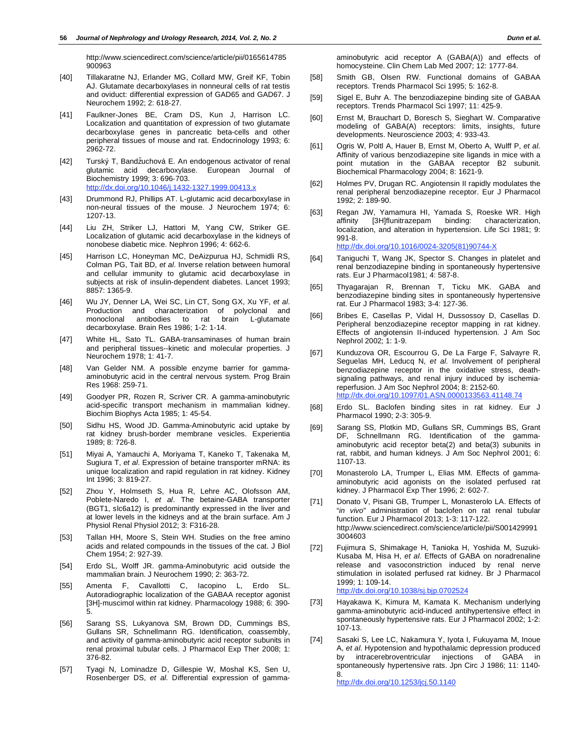http://www.sciencedirect.com/science/article/pii/0165614785900963

[40] Tillakaratne NJ, Erlander MG, Collard MW, Greif KF, Tobin AJ. Glutamate decarboxylases in nonneural cells of rat testis and oviduct: differential expression of GAD65 and GAD67. J Neurochem 1992; 2: 618-27.

[41] Faulkner-Jones BE, Cram DS, Kun J, Harrison LC. Localization and quantitation of expression of two glutamate decarboxylase genes in pancreatic beta-cells and other peripheral tissues of mouse and rat. Endocrinology 1993; 6: 2962-72.

[42] Turský T, Bandžuchová E. An endogenous activator of renal glutamic acid decarboxylase. European Journal of Biochemistry 1999; 3: 696-703. http://dx.doi.org/10.1046/j.1432-1327.1999.00413.x

[43] Drummond RJ, Phillips AT. L-glutamic acid decarboxylase in non-neural tissues of the mouse. J Neurochem 1974; 6: 1207-13.

[44] Liu ZH, Striker LJ, Hattori M, Yang CW, Striker GE. Localization of glutamic acid decarboxylase in the kidneys of nonobese diabetic mice. Nephron 1996; 4: 662-6.

[45] Harrison LC, Honeyman MC, DeAizpurua HJ, Schmidli RS, Colman PG, Tait BD, *et al*. Inverse relation between humoral and cellular immunity to glutamic acid decarboxylase in subjects at risk of insulin-dependent diabetes. Lancet 1993; 8857: 1365-9.

[46] Wu JY, Denner LA, Wei SC, Lin CT, Song GX, Xu YF, *et al*. Production and characterization of polyclonal and monoclonal antibodies to rat brain L-glutamate decarboxylase. Brain Res 1986; 1-2: 1-14.

[47] White HL, Sato TL. GABA-transaminases of human brain and peripheral tissues--kinetic and molecular properties. J Neurochem 1978; 1: 41-7.

[48] Van Gelder NM. A possible enzyme barrier for gamma-aminobutyric acid in the central nervous system. Prog Brain Res 1968: 259-71.

[49] Goodyer PR, Rozen R, Scriver CR. A gamma-aminobutyric acid-specific transport mechanism in mammalian kidney. Biochim Biophys Acta 1985; 1: 45-54.

[50] Sidhu HS, Wood JD. Gamma-Aminobutyric acid uptake by rat kidney brush-border membrane vesicles. Experientia 1989; 8: 726-8.

[51] Miyai A, Yamauchi A, Moriyama T, Kaneko T, Takenaka M, Sugiura T, *et al*. Expression of betaine transporter mRNA: its unique localization and rapid regulation in rat kidney. Kidney Int 1996; 3: 819-27.

[52] Zhou Y, Holmseth S, Hua R, Lehre AC, Olofsson AM, Poblete-Naredo I, *et al*. The betaine-GABA transporter (BGT1, slc6a12) is predominantly expressed in the liver and at lower levels in the kidneys and at the brain surface. Am J Physiol Renal Physiol 2012; 3: F316-28.

[53] Tallan HH, Moore S, Stein WH. Studies on the free amino acids and related compounds in the tissues of the cat. J Biol Chem 1954; 2: 927-39.

[54] Erdo SL, Wolff JR. gamma-Aminobutyric acid outside the mammalian brain. J Neurochem 1990; 2: 363-72.

[55] Amenta F, Cavallotti C, Iacopino L, Erdo SL. Autoradiographic localization of the GABAA receptor agonist [3H]-muscimol within rat kidney. Pharmacology 1988; 6: 390-5.

[56] Sarang SS, Lukyanova SM, Brown DD, Cummings BS, Gullans SR, Schnellmann RG. Identification, coassembly, and activity of gamma-aminobutyric acid receptor subunits in renal proximal tubular cells. J Pharmacol Exp Ther 2008; 1: 376-82.

[57] Tyagi N, Lominadze D, Gillespie W, Moshal KS, Sen U, Rosenberger DS, *et al*. Differential expression of gamma-aminobutyric acid receptor A (GABA(A)) and effects of homocysteine. Clin Chem Lab Med 2007; 12: 1777-84.

[58] Smith GB, Olsen RW. Functional domains of GABAA receptors. Trends Pharmacol Sci 1995; 5: 162-8.

[59] Sigel E, Buhr A. The benzodiazepine binding site of GABAA receptors. Trends Pharmacol Sci 1997; 11: 425-9.

[60] Ernst M, Brauchart D, Boresch S, Sieghart W. Comparative modeling of GABA(A) receptors: limits, insights, future developments. Neuroscience 2003; 4: 933-43.

[61] Ogris W, Poltl A, Hauer B, Ernst M, Oberto A, Wulff P, *et al*. Affinity of various benzodiazepine site ligands in mice with a point mutation in the GABAA receptor B2 subunit. Biochemical Pharmacology 2004; 8: 1621-9.

[62] Holmes PV, Drugan RC. Angiotensin II rapidly modulates the renal peripheral benzodiazepine receptor. Eur J Pharmacol 1992; 2: 189-90.

[63] Regan JW, Yamamura HI, Yamada S, Roeske WR. High affinity [3H]flunitrazepam binding: characterization, localization, and alteration in hypertension. Life Sci 1981; 9: 991-8. http://dx.doi.org/10.1016/0024-3205(81)90744-X

[64] Taniguchi T, Wang JK, Spector S. Changes in platelet and renal benzodiazepine binding in spontaneously hypertensive rats. Eur J Pharmacol1981; 4: 587-8.

[65] Thyagarajan R, Brennan T, Ticku MK. GABA and benzodiazepine binding sites in spontaneously hypertensive rat. Eur J Pharmacol 1983; 3-4: 127-36.

[66] Bribes E, Casellas P, Vidal H, Dussossoy D, Casellas D. Peripheral benzodiazepine receptor mapping in rat kidney. Effects of angiotensin II-induced hypertension. J Am Soc Nephrol 2002; 1: 1-9.

[67] Kunduzova OR, Escourrou G, De La Farge F, Salvayre R, Seguelas MH, Leducq N, *et al*. Involvement of peripheral benzodiazepine receptor in the oxidative stress, death-signaling pathways, and renal injury induced by ischemia-reperfusion. J Am Soc Nephrol 2004; 8: 2152-60. http://dx.doi.org/10.1097/01.ASN.0000133563.41148.74

[68] Erdo SL. Baclofen binding sites in rat kidney. Eur J Pharmacol 1990; 2-3: 305-9.

[69] Sarang SS, Plotkin MD, Gullans SR, Cummings BS, Grant DF, Schnellmann RG. Identification of the gamma-aminobutyric acid receptor beta(2) and beta(3) subunits in rat, rabbit, and human kidneys. J Am Soc Nephrol 2001; 6: 1107-13.

[70] Monasterolo LA, Trumper L, Elias MM. Effects of gamma-aminobutyric acid agonists on the isolated perfused rat kidney. J Pharmacol Exp Ther 1996; 2: 602-7.

[71] Donato V, Pisani GB, Trumper L, Monasterolo LA. Effects of "*in vivo*" administration of baclofen on rat renal tubular function. Eur J Pharmacol 2013; 1-3: 117-122. http://www.sciencedirect.com/science/article/pii/S0014299913004603

[72] Fujimura S, Shimakage H, Tanioka H, Yoshida M, Suzuki-Kusaba M, Hisa H, *et al*. Effects of GABA on noradrenaline release and vasoconstriction induced by renal nerve stimulation in isolated perfused rat kidney. Br J Pharmacol 1999; 1: 109-14. http://dx.doi.org/10.1038/sj.bjp.0702524

[73] Hayakawa K, Kimura M, Kamata K. Mechanism underlying gamma-aminobutyric acid-induced antihypertensive effect in spontaneously hypertensive rats. Eur J Pharmacol 2002; 1-2: 107-13.

[74] Sasaki S, Lee LC, Nakamura Y, Iyota I, Fukuyama M, Inoue A, *et al*. Hypotension and hypothalamic depression produced by intracerebroventricular injections of GABA in spontaneously hypertensive rats. Jpn Circ J 1986; 11: 1140-8. http://dx.doi.org/10.1253/jcj.50.1140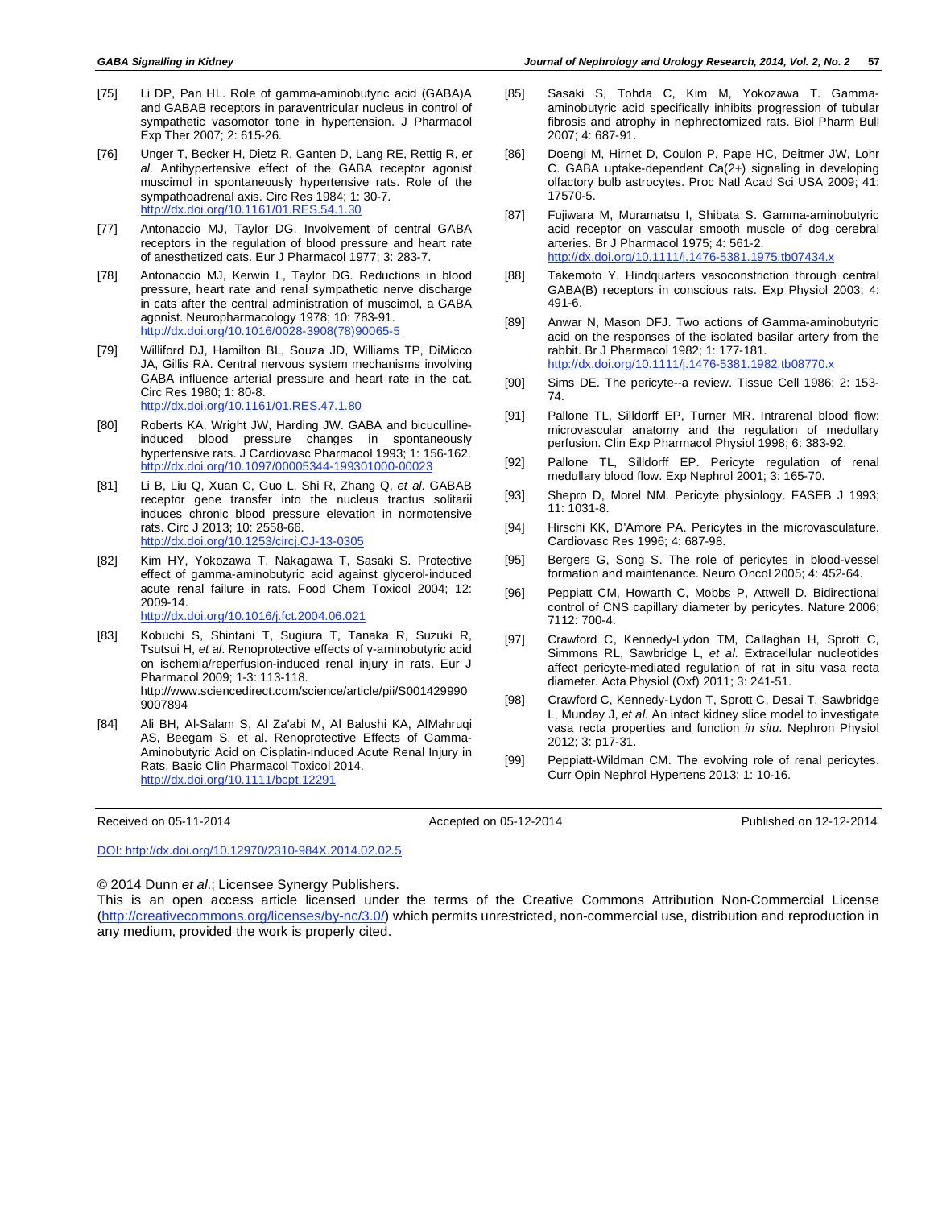[75] Li DP, Pan HL. Role of gamma-aminobutyric acid (GABA)A and GABAB receptors in paraventricular nucleus in control of sympathetic vasomotor tone in hypertension. J Pharmacol Exp Ther 2007; 2: 615-26.

[76] Unger T, Becker H, Dietz R, Ganten D, Lang RE, Rettig R, *et al*. Antihypertensive effect of the GABA receptor agonist muscimol in spontaneously hypertensive rats. Role of the sympathoadrenal axis. Circ Res 1984; 1: 30-7. http://dx.doi.org/10.1161/01.RES.54.1.30

[77] Antonaccio MJ, Taylor DG. Involvement of central GABA receptors in the regulation of blood pressure and heart rate of anesthetized cats. Eur J Pharmacol 1977; 3: 283-7.

[78] Antonaccio MJ, Kerwin L, Taylor DG. Reductions in blood pressure, heart rate and renal sympathetic nerve discharge in cats after the central administration of muscimol, a GABA agonist. Neuropharmacology 1978; 10: 783-91. http://dx.doi.org/10.1016/0028-3908(78)90065-5

[79] Williford DJ, Hamilton BL, Souza JD, Williams TP, DiMicco JA, Gillis RA. Central nervous system mechanisms involving GABA influence arterial pressure and heart rate in the cat. Circ Res 1980; 1: 80-8. http://dx.doi.org/10.1161/01.RES.47.1.80

[80] Roberts KA, Wright JW, Harding JW. GABA and bicuculline-induced blood pressure changes in spontaneously hypertensive rats. J Cardiovasc Pharmacol 1993; 1: 156-162. http://dx.doi.org/10.1097/00005344-199301000-00023

[81] Li B, Liu Q, Xuan C, Guo L, Shi R, Zhang Q, *et al*. GABAB receptor gene transfer into the nucleus tractus solitarii induces chronic blood pressure elevation in normotensive rats. Circ J 2013; 10: 2558-66. http://dx.doi.org/10.1253/circj.CJ-13-0305

[82] Kim HY, Yokozawa T, Nakagawa T, Sasaki S. Protective effect of gamma-aminobutyric acid against glycerol-induced acute renal failure in rats. Food Chem Toxicol 2004; 12: 2009-14. http://dx.doi.org/10.1016/j.fct.2004.06.021

[83] Kobuchi S, Shintani T, Sugiura T, Tanaka R, Suzuki R, Tsutsui H, *et al*. Renoprotective effects of γ-aminobutyric acid on ischemia/reperfusion-induced renal injury in rats. Eur J Pharmacol 2009; 1-3: 113-118. http://www.sciencedirect.com/science/article/pii/S0014299909007894

[84] Ali BH, Al-Salam S, Al Za'abi M, Al Balushi KA, AlMahruqi AS, Beegam S, et al. Renoprotective Effects of Gamma-Aminobutyric Acid on Cisplatin-induced Acute Renal Injury in Rats. Basic Clin Pharmacol Toxicol 2014. http://dx.doi.org/10.1111/bcpt.12291

[85] Sasaki S, Tohda C, Kim M, Yokozawa T. Gamma-aminobutyric acid specifically inhibits progression of tubular fibrosis and atrophy in nephrectomized rats. Biol Pharm Bull 2007; 4: 687-91.

[86] Doengi M, Hirnet D, Coulon P, Pape HC, Deitmer JW, Lohr C. GABA uptake-dependent Ca(2+) signaling in developing olfactory bulb astrocytes. Proc Natl Acad Sci USA 2009; 41: 17570-5.

[87] Fujiwara M, Muramatsu I, Shibata S. Gamma-aminobutyric acid receptor on vascular smooth muscle of dog cerebral arteries. Br J Pharmacol 1975; 4: 561-2. http://dx.doi.org/10.1111/j.1476-5381.1975.tb07434.x

[88] Takemoto Y. Hindquarters vasoconstriction through central GABA(B) receptors in conscious rats. Exp Physiol 2003; 4: 491-6.

[89] Anwar N, Mason DFJ. Two actions of Gamma-aminobutyric acid on the responses of the isolated basilar artery from the rabbit. Br J Pharmacol 1982; 1: 177-181. http://dx.doi.org/10.1111/j.1476-5381.1982.tb08770.x

[90] Sims DE. The pericyte--a review. Tissue Cell 1986; 2: 153-74.

[91] Pallone TL, Silldorff EP, Turner MR. Intrarenal blood flow: microvascular anatomy and the regulation of medullary perfusion. Clin Exp Pharmacol Physiol 1998; 6: 383-92.

[92] Pallone TL, Silldorff EP. Pericyte regulation of renal medullary blood flow. Exp Nephrol 2001; 3: 165-70.

[93] Shepro D, Morel NM. Pericyte physiology. FASEB J 1993; 11: 1031-8.

[94] Hirschi KK, D'Amore PA. Pericytes in the microvasculature. Cardiovasc Res 1996; 4: 687-98.

[95] Bergers G, Song S. The role of pericytes in blood-vessel formation and maintenance. Neuro Oncol 2005; 4: 452-64.

[96] Peppiatt CM, Howarth C, Mobbs P, Attwell D. Bidirectional control of CNS capillary diameter by pericytes. Nature 2006; 7112: 700-4.

[97] Crawford C, Kennedy-Lydon TM, Callaghan H, Sprott C, Simmons RL, Sawbridge L, *et al*. Extracellular nucleotides affect pericyte-mediated regulation of rat in situ vasa recta diameter. Acta Physiol (Oxf) 2011; 3: 241-51.

[98] Crawford C, Kennedy-Lydon T, Sprott C, Desai T, Sawbridge L, Munday J, *et al*. An intact kidney slice model to investigate vasa recta properties and function *in situ*. Nephron Physiol 2012; 3: p17-31.

[99] Peppiatt-Wildman CM. The evolving role of renal pericytes. Curr Opin Nephrol Hypertens 2013; 1: 10-16.

Received on 05-11-2014 | Accepted on 05-12-2014 | Published on 12-12-2014

DOI: http://dx.doi.org/10.12970/2310-984X.2014.02.02.5

© 2014 Dunn *et al*.; Licensee Synergy Publishers.

This is an open access article licensed under the terms of the Creative Commons Attribution Non-Commercial License (http://creativecommons.org/licenses/by-nc/3.0/) which permits unrestricted, non-commercial use, distribution and reproduction in any medium, provided the work is properly cited.